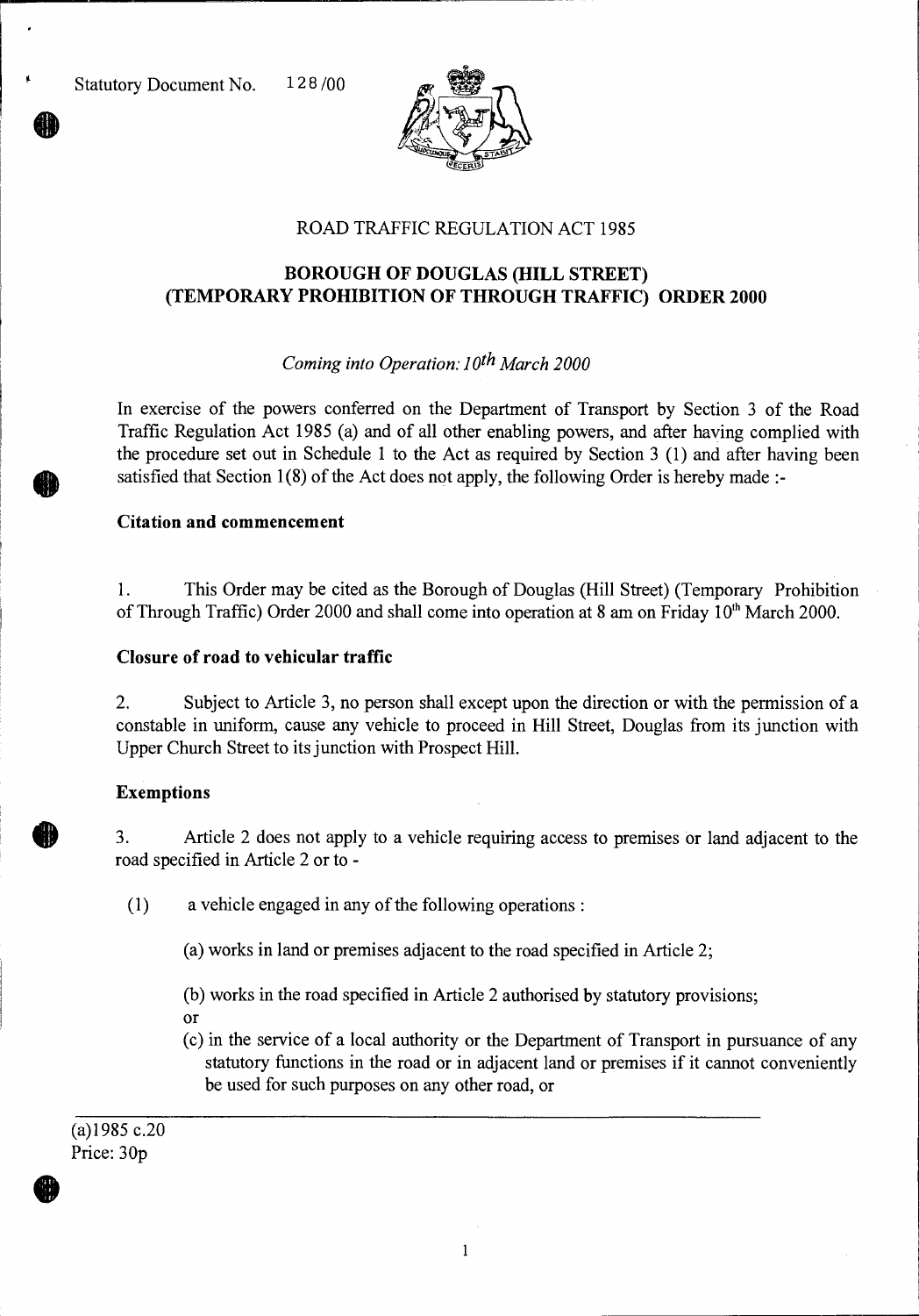Statutory Document No. 128/00

ROAD TRAFFIC REGULATION ACT 1985

# BOROUGH OF DOUGLAS (HILL STREET) (TEMPORARY PROHIBITION OF THROUGH TRAFFIC) ORDER 2000

*Coming into Operation: 10th March 2000*

In exercise of the powers conferred on the Department of Transport by Section 3 of the Road Traffic Regulation Act 1985 (a) and of all other enabling powers, and after having complied with the procedure set out in Schedule 1 to the Act as required by Section 3 (1) and after having been satisfied that Section 1(8) of the Act does not apply, the following Order is hereby made :-

## Citation and commencement

1. This Order may be cited as the Borough of Douglas (Hill Street) (Temporary Prohibition of Through Traffic) Order 2000 and shall come into operation at 8 am on Friday 10th March 2000.

## Closure of road to vehicular traffic

2. Subject to Article 3, no person shall except upon the direction or with the permission of a constable in uniform, cause any vehicle to proceed in Hill Street, Douglas from its junction with Upper Church Street to its junction with Prospect Hill.

## Exemptions

3. Article 2 does not apply to a vehicle requiring access to premises or land adjacent to the road specified in Article 2 or to -

(1) a vehicle engaged in any of the following operations :

(a) works in land or premises adjacent to the road specified in Article 2;

(b) works in the road specified in Article 2 authorised by statutory provisions;

or

(c) in the service of a local authority or the Department of Transport in pursuance of any statutory functions in the road or in adjacent land or premises if it cannot conveniently be used for such purposes on any other road, or

---

(a)1985 c.20

Price: 30p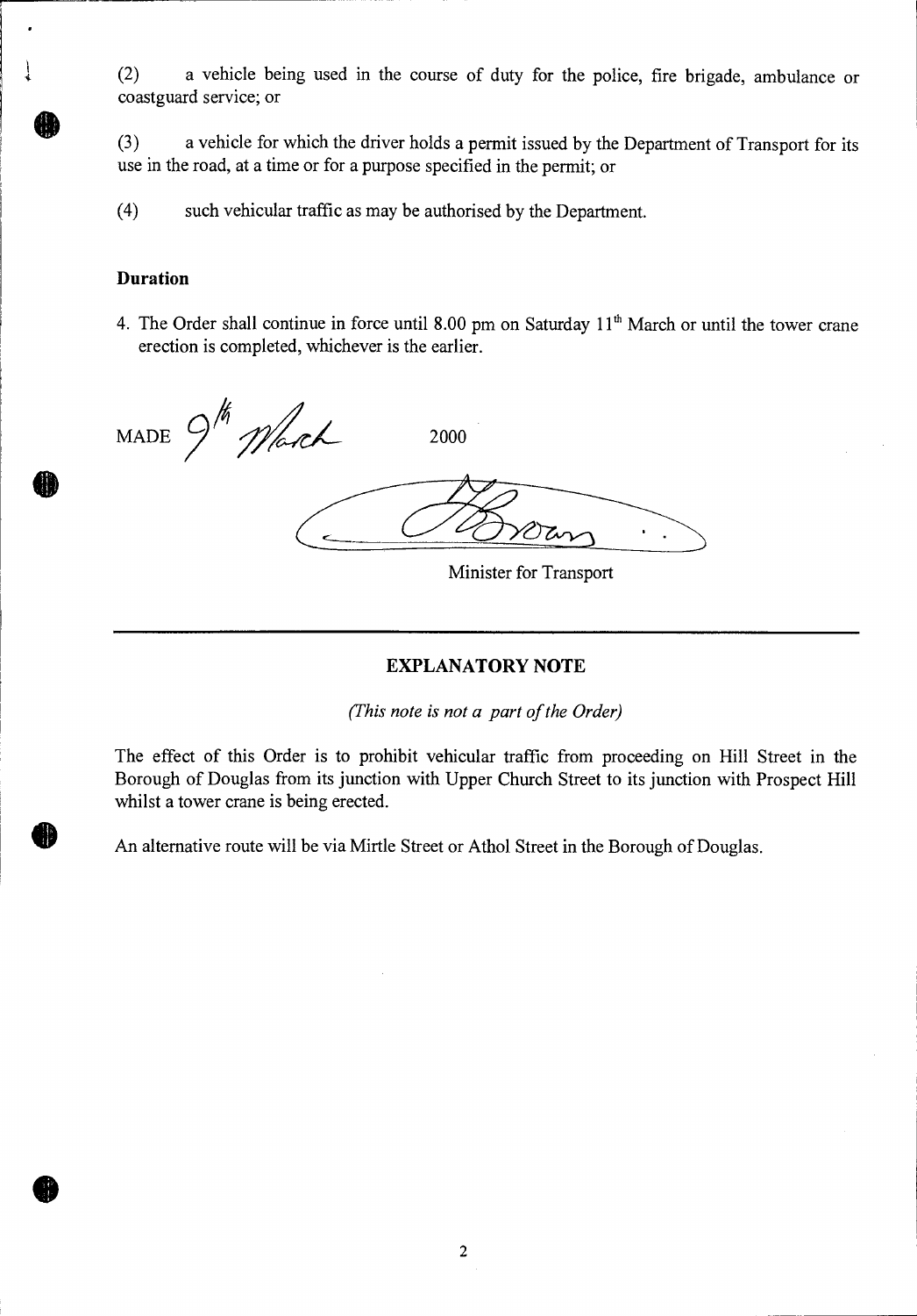(2) a vehicle being used in the course of duty for the police, fire brigade, ambulance or coastguard service; or

(3) a vehicle for which the driver holds a permit issued by the Department of Transport for its use in the road, at a time or for a purpose specified in the permit; or

(4) such vehicular traffic as may be authorised by the Department.

**Duration**

4. The Order shall continue in force until 8.00 pm on Saturday 11th March or until the tower crane erection is completed, whichever is the earlier.

MADE 9th March 2000

Minister for Transport

---

**EXPLANATORY NOTE**

*(This note is not a part of the Order)*

The effect of this Order is to prohibit vehicular traffic from proceeding on Hill Street in the Borough of Douglas from its junction with Upper Church Street to its junction with Prospect Hill whilst a tower crane is being erected.

An alternative route will be via Mirtle Street or Athol Street in the Borough of Douglas.